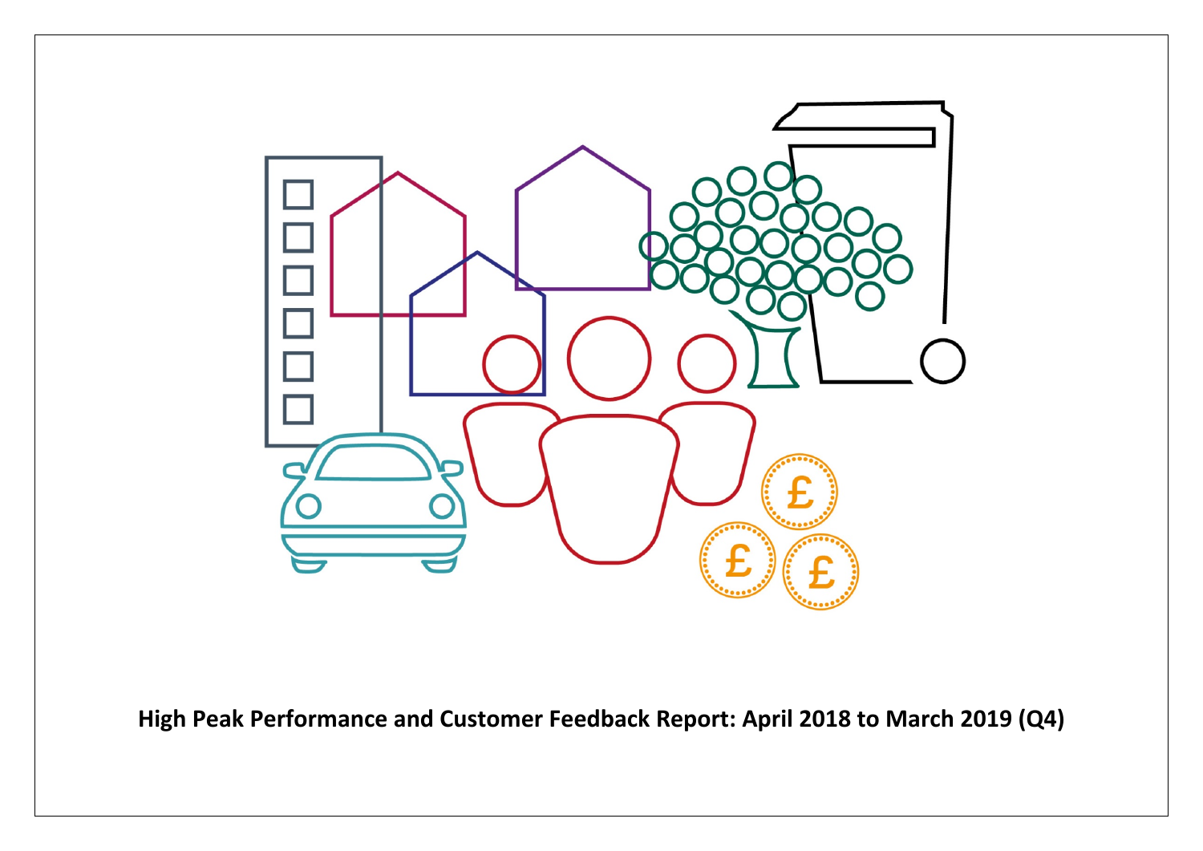**High Peak Performance and Customer Feedback Report: April 2018 to March 2019 (Q4)**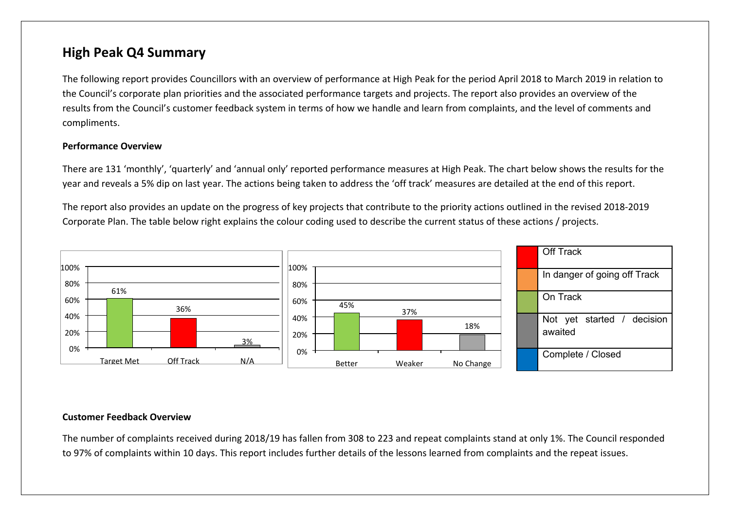# High Peak Q4 Summary

The following report provides Councillors with an overview of performance at High Peak for the period April 2018 to March 2019 in relation to the Council's corporate plan priorities and the associated performance targets and projects. The report also provides an overview of the results from the Council's customer feedback system in terms of how we handle and learn from complaints, and the level of comments and compliments.

**Performance Overview**

There are 131 'monthly', 'quarterly' and 'annual only' reported performance measures at High Peak. The chart below shows the results for the year and reveals a 5% dip on last year. The actions being taken to address the 'off track' measures are detailed at the end of this report.

The report also provides an update on the progress of key projects that contribute to the priority actions outlined in the revised 2018-2019 Corporate Plan. The table below right explains the colour coding used to describe the current status of these actions / projects.

| Target Met | Off Track | N/A |
|---|---|---|
| 61% | 36% | 3% |

| Better | Weaker | No Change |
|---|---|---|
| 45% | 37% | 18% |

| Colour | Status |
|---|---|
| Red | Off Track |
| Orange | In danger of going off Track |
| Green | On Track |
| Grey | Not yet started / decision awaited |
| Blue | Complete / Closed |

**Customer Feedback Overview**

The number of complaints received during 2018/19 has fallen from 308 to 223 and repeat complaints stand at only 1%. The Council responded to 97% of complaints within 10 days. This report includes further details of the lessons learned from complaints and the repeat issues.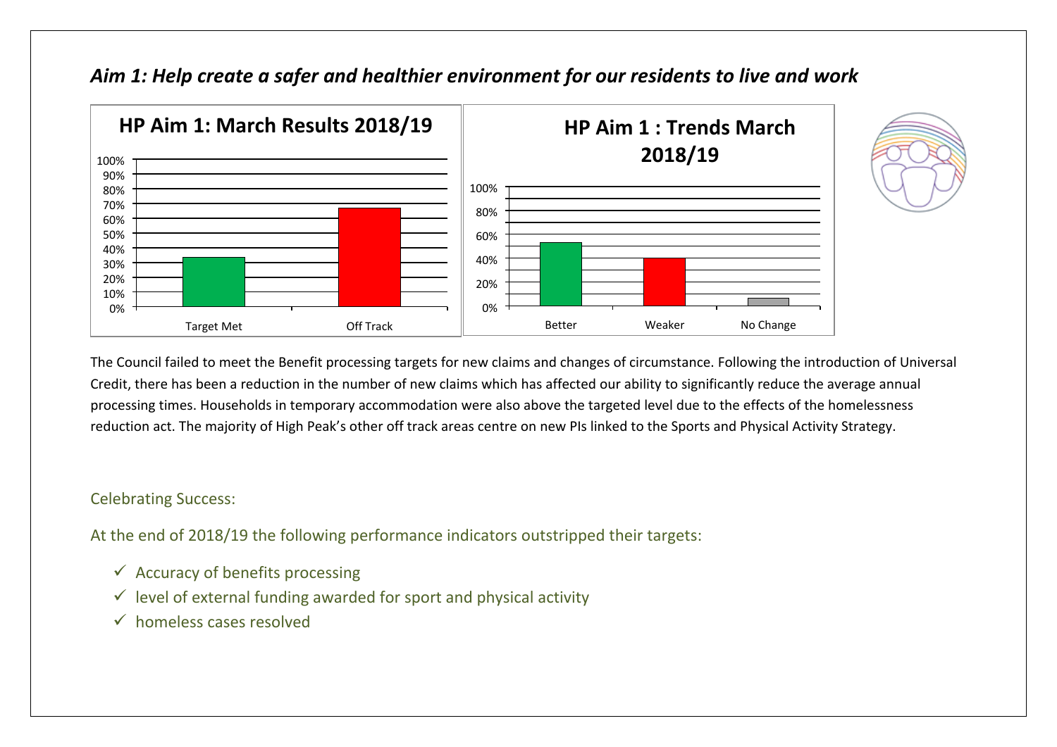## *Aim 1: Help create a safer and healthier environment for our residents to live and work*

The Council failed to meet the Benefit processing targets for new claims and changes of circumstance. Following the introduction of Universal Credit, there has been a reduction in the number of new claims which has affected our ability to significantly reduce the average annual processing times. Households in temporary accommodation were also above the targeted level due to the effects of the homelessness reduction act. The majority of High Peak's other off track areas centre on new PIs linked to the Sports and Physical Activity Strategy.

Celebrating Success:

At the end of 2018/19 the following performance indicators outstripped their targets:

- ✓ Accuracy of benefits processing
- ✓ level of external funding awarded for sport and physical activity
- ✓ homeless cases resolved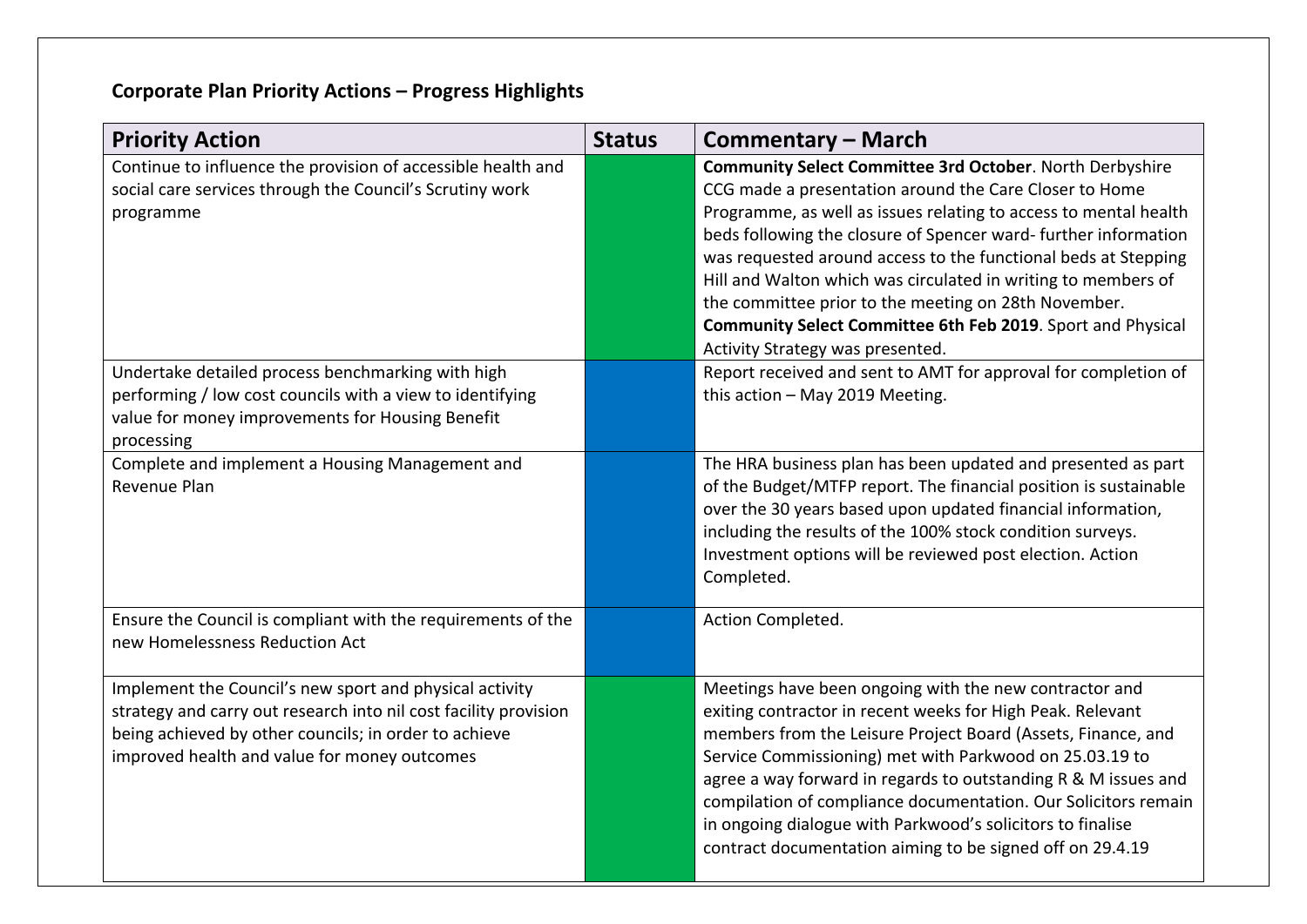**Corporate Plan Priority Actions – Progress Highlights**

| Priority Action | Status | Commentary – March |
|---|---|---|
| Continue to influence the provision of accessible health and social care services through the Council's Scrutiny work programme | | **Community Select Committee 3rd October**. North Derbyshire CCG made a presentation around the Care Closer to Home Programme, as well as issues relating to access to mental health beds following the closure of Spencer ward- further information was requested around access to the functional beds at Stepping Hill and Walton which was circulated in writing to members of the committee prior to the meeting on 28th November. **Community Select Committee 6th Feb 2019**. Sport and Physical Activity Strategy was presented. |
| Undertake detailed process benchmarking with high performing / low cost councils with a view to identifying value for money improvements for Housing Benefit processing | | Report received and sent to AMT for approval for completion of this action – May 2019 Meeting. |
| Complete and implement a Housing Management and Revenue Plan | | The HRA business plan has been updated and presented as part of the Budget/MTFP report. The financial position is sustainable over the 30 years based upon updated financial information, including the results of the 100% stock condition surveys. Investment options will be reviewed post election. Action Completed. |
| Ensure the Council is compliant with the requirements of the new Homelessness Reduction Act | | Action Completed. |
| Implement the Council's new sport and physical activity strategy and carry out research into nil cost facility provision being achieved by other councils; in order to achieve improved health and value for money outcomes | | Meetings have been ongoing with the new contractor and exiting contractor in recent weeks for High Peak. Relevant members from the Leisure Project Board (Assets, Finance, and Service Commissioning) met with Parkwood on 25.03.19 to agree a way forward in regards to outstanding R & M issues and compilation of compliance documentation. Our Solicitors remain in ongoing dialogue with Parkwood's solicitors to finalise contract documentation aiming to be signed off on 29.4.19 |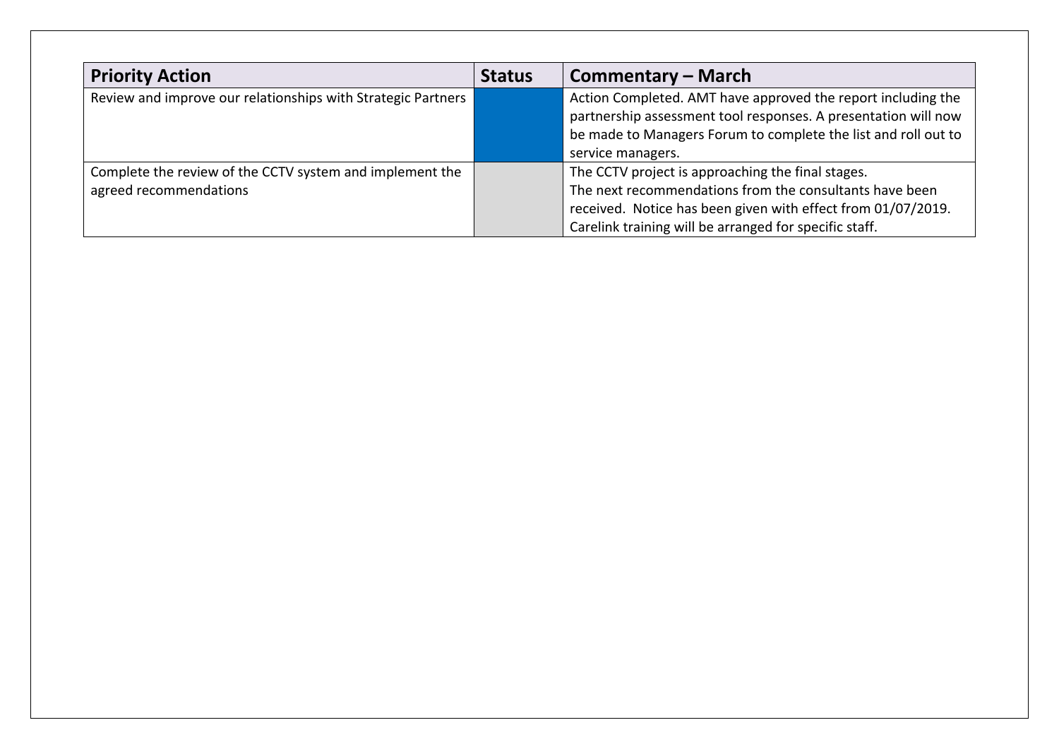| Priority Action | Status | Commentary – March |
| --- | --- | --- |
| Review and improve our relationships with Strategic Partners | | Action Completed. AMT have approved the report including the partnership assessment tool responses. A presentation will now be made to Managers Forum to complete the list and roll out to service managers. |
| Complete the review of the CCTV system and implement the agreed recommendations | | The CCTV project is approaching the final stages. The next recommendations from the consultants have been received. Notice has been given with effect from 01/07/2019. Carelink training will be arranged for specific staff. |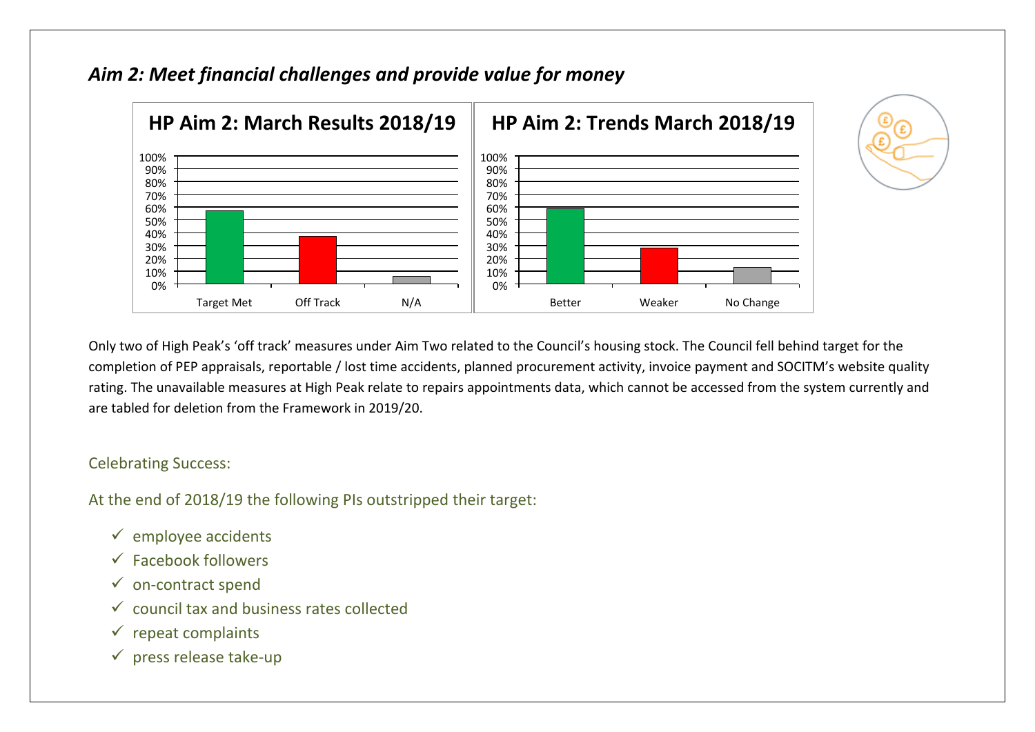## *Aim 2: Meet financial challenges and provide value for money*

**HP Aim 2: March Results 2018/19**

**HP Aim 2: Trends March 2018/19**

Only two of High Peak's 'off track' measures under Aim Two related to the Council's housing stock. The Council fell behind target for the completion of PEP appraisals, reportable / lost time accidents, planned procurement activity, invoice payment and SOCITM's website quality rating. The unavailable measures at High Peak relate to repairs appointments data, which cannot be accessed from the system currently and are tabled for deletion from the Framework in 2019/20.

Celebrating Success:

At the end of 2018/19 the following PIs outstripped their target:

- ✓ employee accidents
- ✓ Facebook followers
- ✓ on-contract spend
- ✓ council tax and business rates collected
- ✓ repeat complaints
- ✓ press release take-up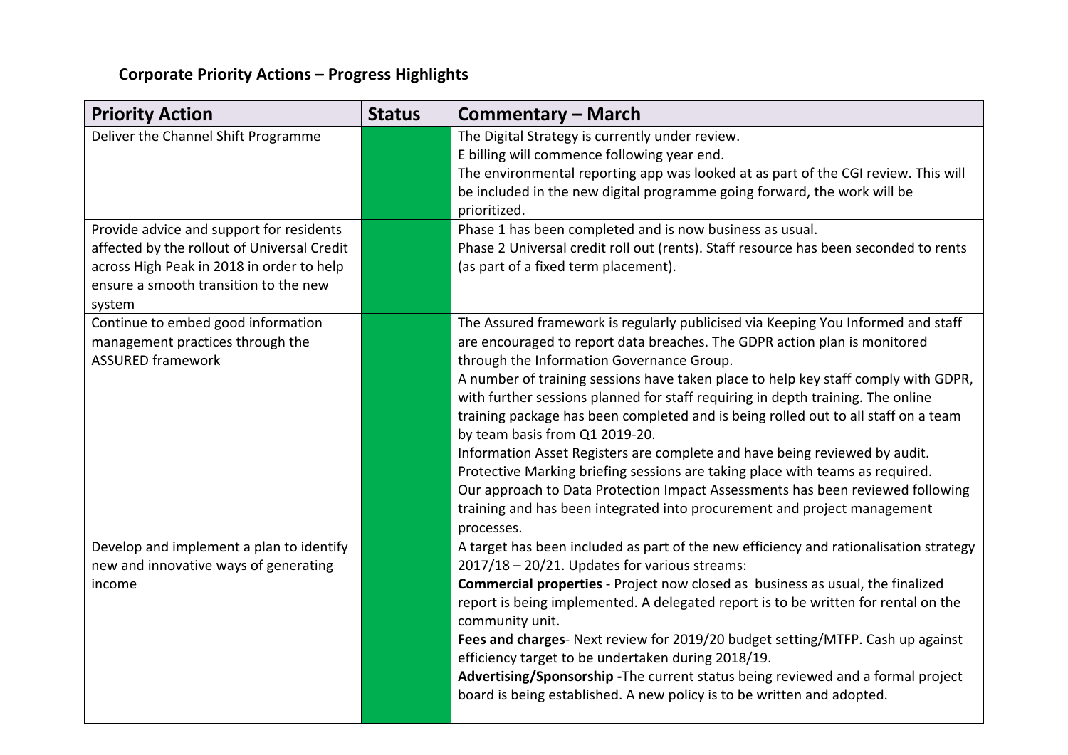### Corporate Priority Actions – Progress Highlights

| Priority Action | Status | Commentary – March |
|---|---|---|
| Deliver the Channel Shift Programme | | The Digital Strategy is currently under review.<br>E billing will commence following year end.<br>The environmental reporting app was looked at as part of the CGI review. This will be included in the new digital programme going forward, the work will be prioritized. |
| Provide advice and support for residents affected by the rollout of Universal Credit across High Peak in 2018 in order to help ensure a smooth transition to the new system | | Phase 1 has been completed and is now business as usual.<br>Phase 2 Universal credit roll out (rents). Staff resource has been seconded to rents (as part of a fixed term placement). |
| Continue to embed good information management practices through the ASSURED framework | | The Assured framework is regularly publicised via Keeping You Informed and staff are encouraged to report data breaches. The GDPR action plan is monitored through the Information Governance Group.<br>A number of training sessions have taken place to help key staff comply with GDPR, with further sessions planned for staff requiring in depth training. The online training package has been completed and is being rolled out to all staff on a team by team basis from Q1 2019-20.<br>Information Asset Registers are complete and have being reviewed by audit.<br>Protective Marking briefing sessions are taking place with teams as required.<br>Our approach to Data Protection Impact Assessments has been reviewed following training and has been integrated into procurement and project management processes. |
| Develop and implement a plan to identify new and innovative ways of generating income | | A target has been included as part of the new efficiency and rationalisation strategy 2017/18 – 20/21. Updates for various streams:<br>**Commercial properties** - Project now closed as business as usual, the finalized report is being implemented. A delegated report is to be written for rental on the community unit.<br>**Fees and charges**- Next review for 2019/20 budget setting/MTFP. Cash up against efficiency target to be undertaken during 2018/19.<br>**Advertising/Sponsorship -**The current status being reviewed and a formal project board is being established. A new policy is to be written and adopted. |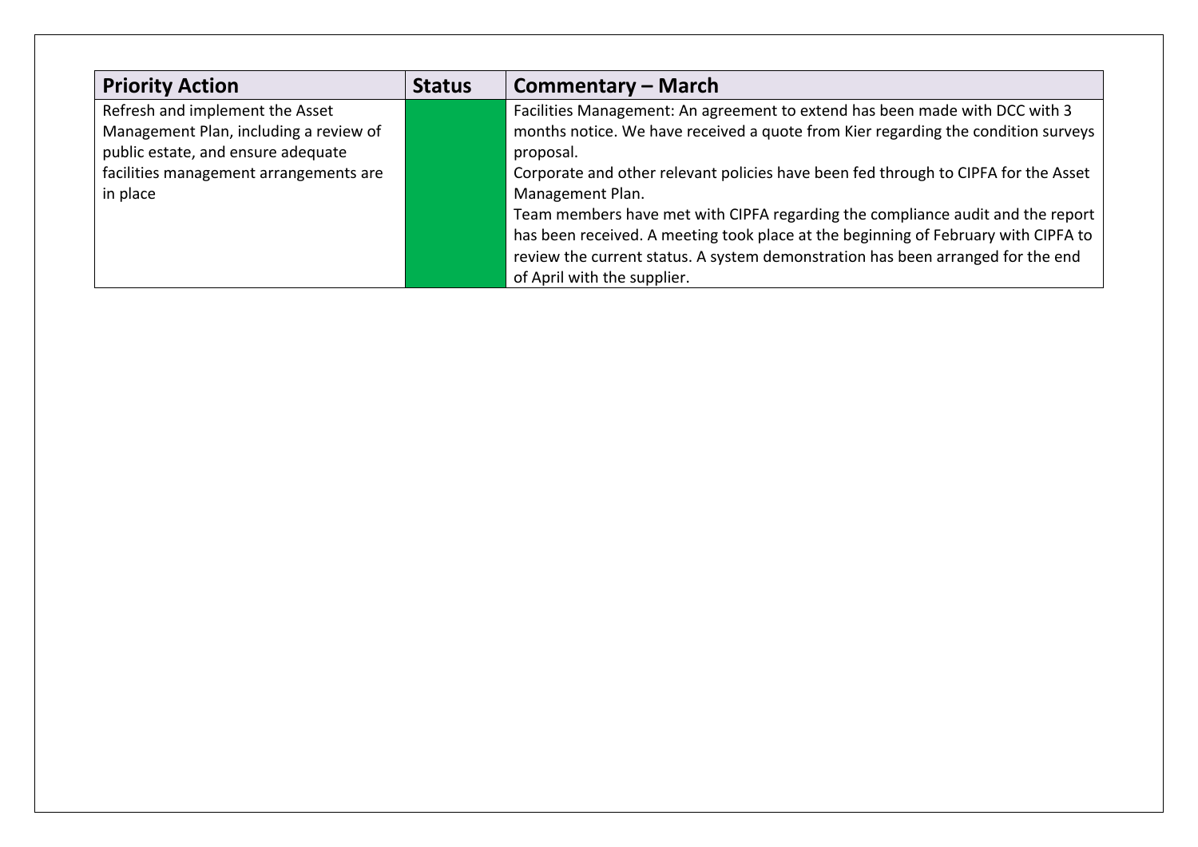| Priority Action | Status | Commentary – March |
|---|---|---|
| Refresh and implement the Asset Management Plan, including a review of public estate, and ensure adequate facilities management arrangements are in place | | Facilities Management: An agreement to extend has been made with DCC with 3 months notice. We have received a quote from Kier regarding the condition surveys proposal.<br>Corporate and other relevant policies have been fed through to CIPFA for the Asset Management Plan.<br>Team members have met with CIPFA regarding the compliance audit and the report has been received. A meeting took place at the beginning of February with CIPFA to review the current status. A system demonstration has been arranged for the end of April with the supplier. |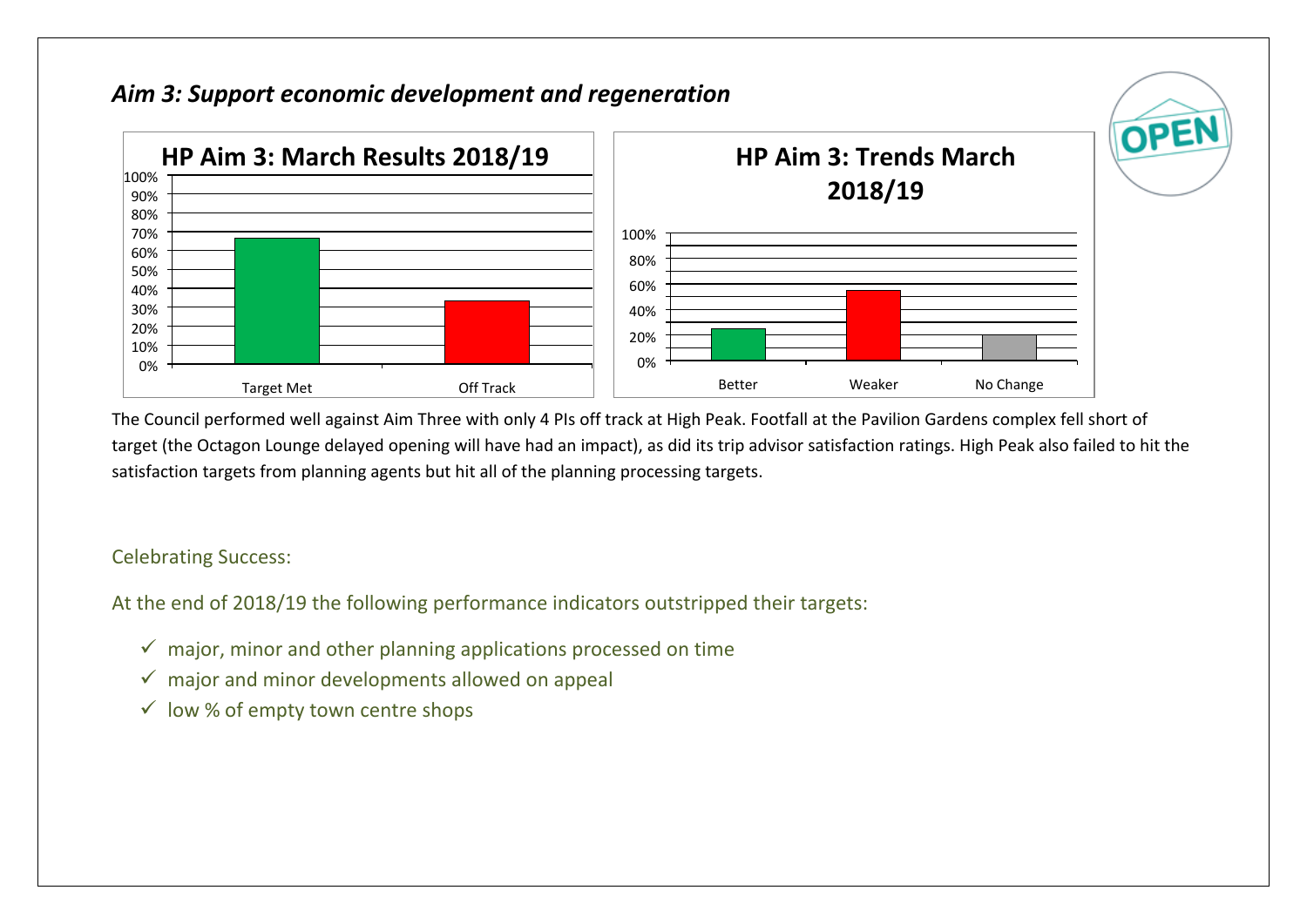## *Aim 3: Support economic development and regeneration*

The Council performed well against Aim Three with only 4 PIs off track at High Peak. Footfall at the Pavilion Gardens complex fell short of target (the Octagon Lounge delayed opening will have had an impact), as did its trip advisor satisfaction ratings. High Peak also failed to hit the satisfaction targets from planning agents but hit all of the planning processing targets.

Celebrating Success:

At the end of 2018/19 the following performance indicators outstripped their targets:

- ✓ major, minor and other planning applications processed on time
- ✓ major and minor developments allowed on appeal
- ✓ low % of empty town centre shops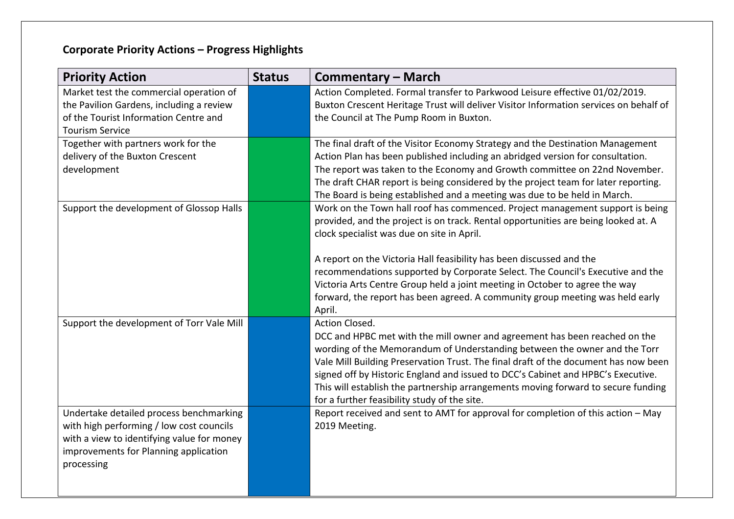## Corporate Priority Actions – Progress Highlights

| Priority Action | Status | Commentary – March |
|---|---|---|
| Market test the commercial operation of the Pavilion Gardens, including a review of the Tourist Information Centre and Tourism Service | | Action Completed. Formal transfer to Parkwood Leisure effective 01/02/2019. Buxton Crescent Heritage Trust will deliver Visitor Information services on behalf of the Council at The Pump Room in Buxton. |
| Together with partners work for the delivery of the Buxton Crescent development | | The final draft of the Visitor Economy Strategy and the Destination Management Action Plan has been published including an abridged version for consultation. The report was taken to the Economy and Growth committee on 22nd November. The draft CHAR report is being considered by the project team for later reporting. The Board is being established and a meeting was due to be held in March. |
| Support the development of Glossop Halls | | Work on the Town hall roof has commenced. Project management support is being provided, and the project is on track. Rental opportunities are being looked at. A clock specialist was due on site in April.<br><br>A report on the Victoria Hall feasibility has been discussed and the recommendations supported by Corporate Select. The Council's Executive and the Victoria Arts Centre Group held a joint meeting in October to agree the way forward, the report has been agreed. A community group meeting was held early April. |
| Support the development of Torr Vale Mill | | Action Closed.<br>DCC and HPBC met with the mill owner and agreement has been reached on the wording of the Memorandum of Understanding between the owner and the Torr Vale Mill Building Preservation Trust. The final draft of the document has now been signed off by Historic England and issued to DCC's Cabinet and HPBC's Executive. This will establish the partnership arrangements moving forward to secure funding for a further feasibility study of the site. |
| Undertake detailed process benchmarking with high performing / low cost councils with a view to identifying value for money improvements for Planning application processing | | Report received and sent to AMT for approval for completion of this action – May 2019 Meeting. |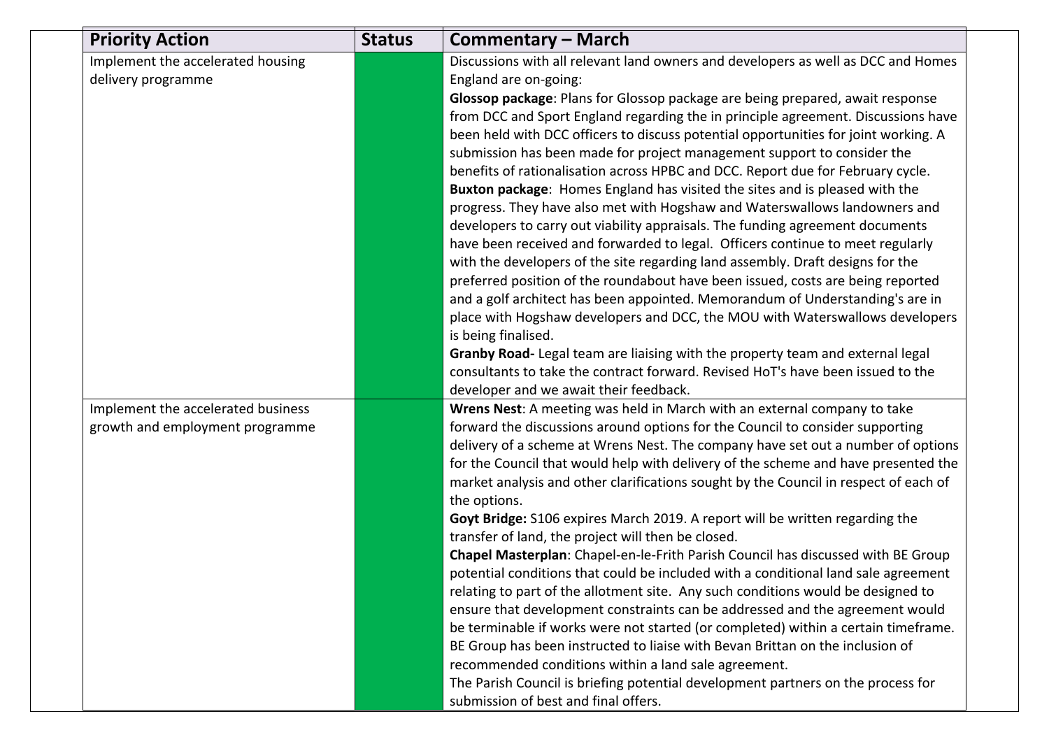| Priority Action | Status | Commentary – March |
|---|---|---|
| Implement the accelerated housing delivery programme | | Discussions with all relevant land owners and developers as well as DCC and Homes England are on-going:<br>**Glossop package**: Plans for Glossop package are being prepared, await response from DCC and Sport England regarding the in principle agreement. Discussions have been held with DCC officers to discuss potential opportunities for joint working. A submission has been made for project management support to consider the benefits of rationalisation across HPBC and DCC. Report due for February cycle.<br>**Buxton package**: Homes England has visited the sites and is pleased with the progress. They have also met with Hogshaw and Waterswallows landowners and developers to carry out viability appraisals. The funding agreement documents have been received and forwarded to legal. Officers continue to meet regularly with the developers of the site regarding land assembly. Draft designs for the preferred position of the roundabout have been issued, costs are being reported and a golf architect has been appointed. Memorandum of Understanding's are in place with Hogshaw developers and DCC, the MOU with Waterswallows developers is being finalised.<br>**Granby Road-** Legal team are liaising with the property team and external legal consultants to take the contract forward. Revised HoT's have been issued to the developer and we await their feedback. |
| Implement the accelerated business growth and employment programme | | **Wrens Nest**: A meeting was held in March with an external company to take forward the discussions around options for the Council to consider supporting delivery of a scheme at Wrens Nest. The company have set out a number of options for the Council that would help with delivery of the scheme and have presented the market analysis and other clarifications sought by the Council in respect of each of the options.<br>**Goyt Bridge:** S106 expires March 2019. A report will be written regarding the transfer of land, the project will then be closed.<br>**Chapel Masterplan**: Chapel-en-le-Frith Parish Council has discussed with BE Group potential conditions that could be included with a conditional land sale agreement relating to part of the allotment site. Any such conditions would be designed to ensure that development constraints can be addressed and the agreement would be terminable if works were not started (or completed) within a certain timeframe. BE Group has been instructed to liaise with Bevan Brittan on the inclusion of recommended conditions within a land sale agreement.<br>The Parish Council is briefing potential development partners on the process for submission of best and final offers. |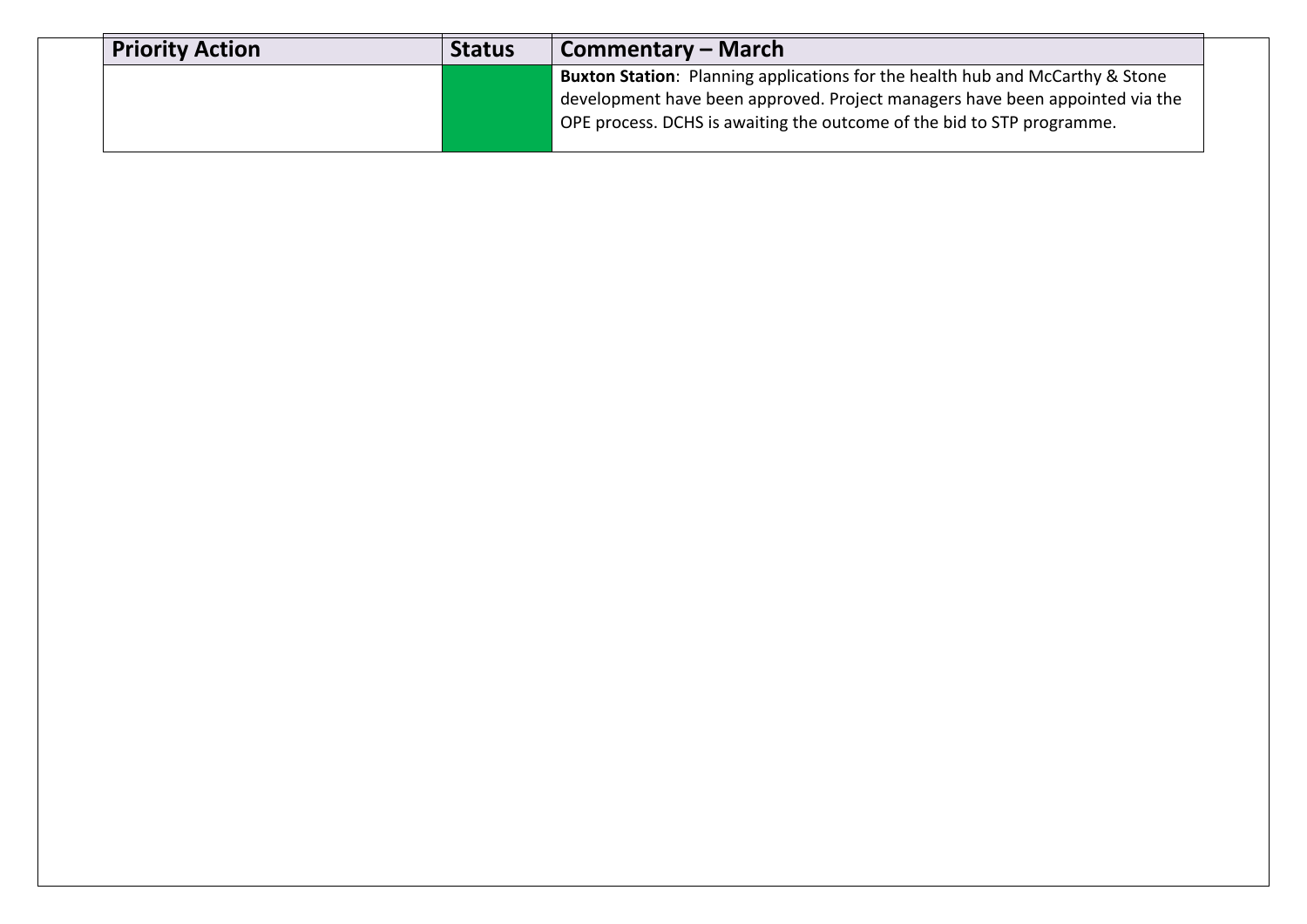| Priority Action | Status | Commentary – March |
| --- | --- | --- |
| | | **Buxton Station**: Planning applications for the health hub and McCarthy & Stone development have been approved. Project managers have been appointed via the OPE process. DCHS is awaiting the outcome of the bid to STP programme. |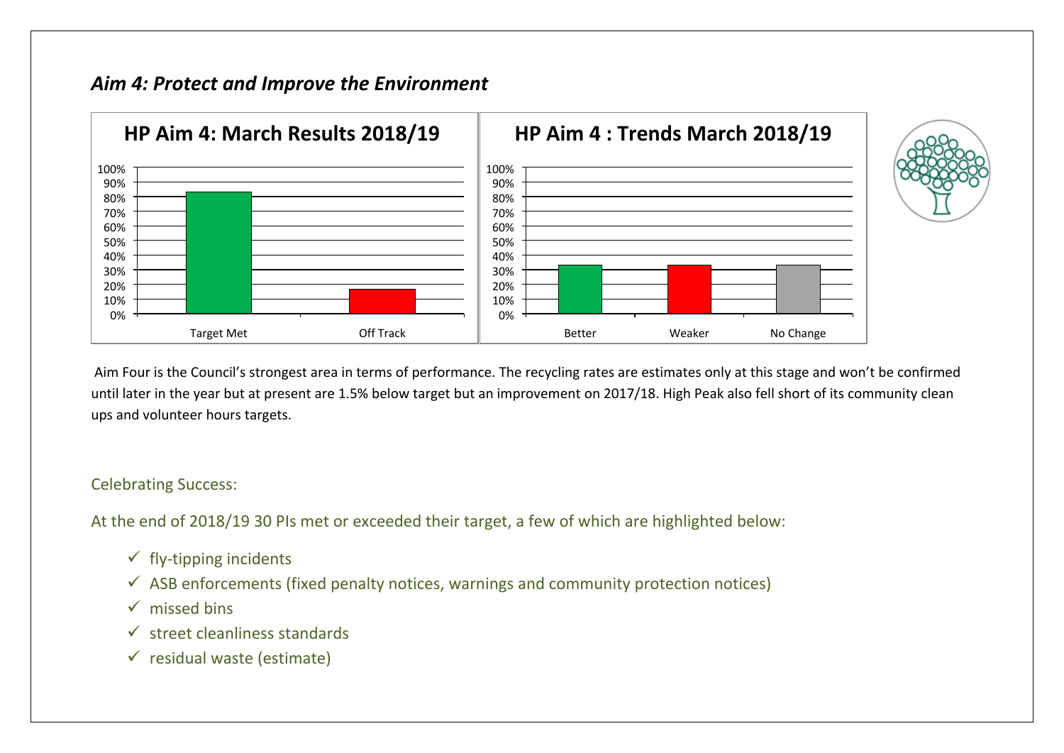## *Aim 4: Protect and Improve the Environment*

**HP Aim 4: March Results 2018/19**

**HP Aim 4 : Trends March 2018/19**

Aim Four is the Council's strongest area in terms of performance. The recycling rates are estimates only at this stage and won't be confirmed until later in the year but at present are 1.5% below target but an improvement on 2017/18. High Peak also fell short of its community clean ups and volunteer hours targets.

Celebrating Success:

At the end of 2018/19 30 PIs met or exceeded their target, a few of which are highlighted below:

- ✓ fly-tipping incidents
- ✓ ASB enforcements (fixed penalty notices, warnings and community protection notices)
- ✓ missed bins
- ✓ street cleanliness standards
- ✓ residual waste (estimate)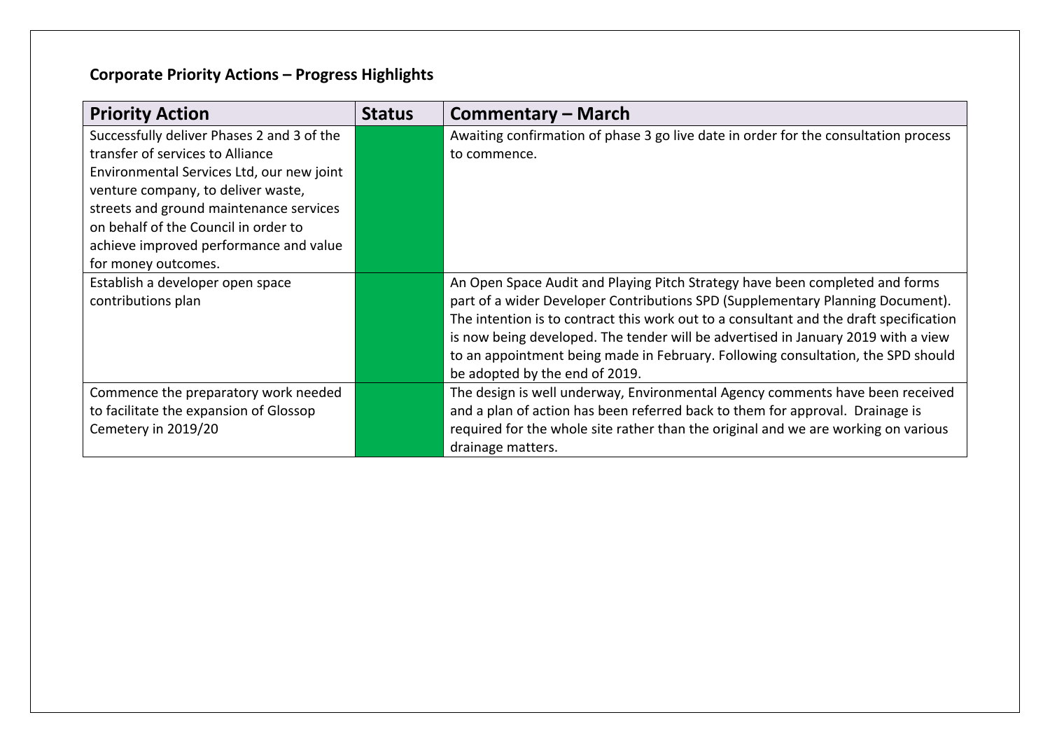## Corporate Priority Actions – Progress Highlights

| Priority Action | Status | Commentary – March |
|---|---|---|
| Successfully deliver Phases 2 and 3 of the transfer of services to Alliance Environmental Services Ltd, our new joint venture company, to deliver waste, streets and ground maintenance services on behalf of the Council in order to achieve improved performance and value for money outcomes. | | Awaiting confirmation of phase 3 go live date in order for the consultation process to commence. |
| Establish a developer open space contributions plan | | An Open Space Audit and Playing Pitch Strategy have been completed and forms part of a wider Developer Contributions SPD (Supplementary Planning Document). The intention is to contract this work out to a consultant and the draft specification is now being developed. The tender will be advertised in January 2019 with a view to an appointment being made in February. Following consultation, the SPD should be adopted by the end of 2019. |
| Commence the preparatory work needed to facilitate the expansion of Glossop Cemetery in 2019/20 | | The design is well underway, Environmental Agency comments have been received and a plan of action has been referred back to them for approval. Drainage is required for the whole site rather than the original and we are working on various drainage matters. |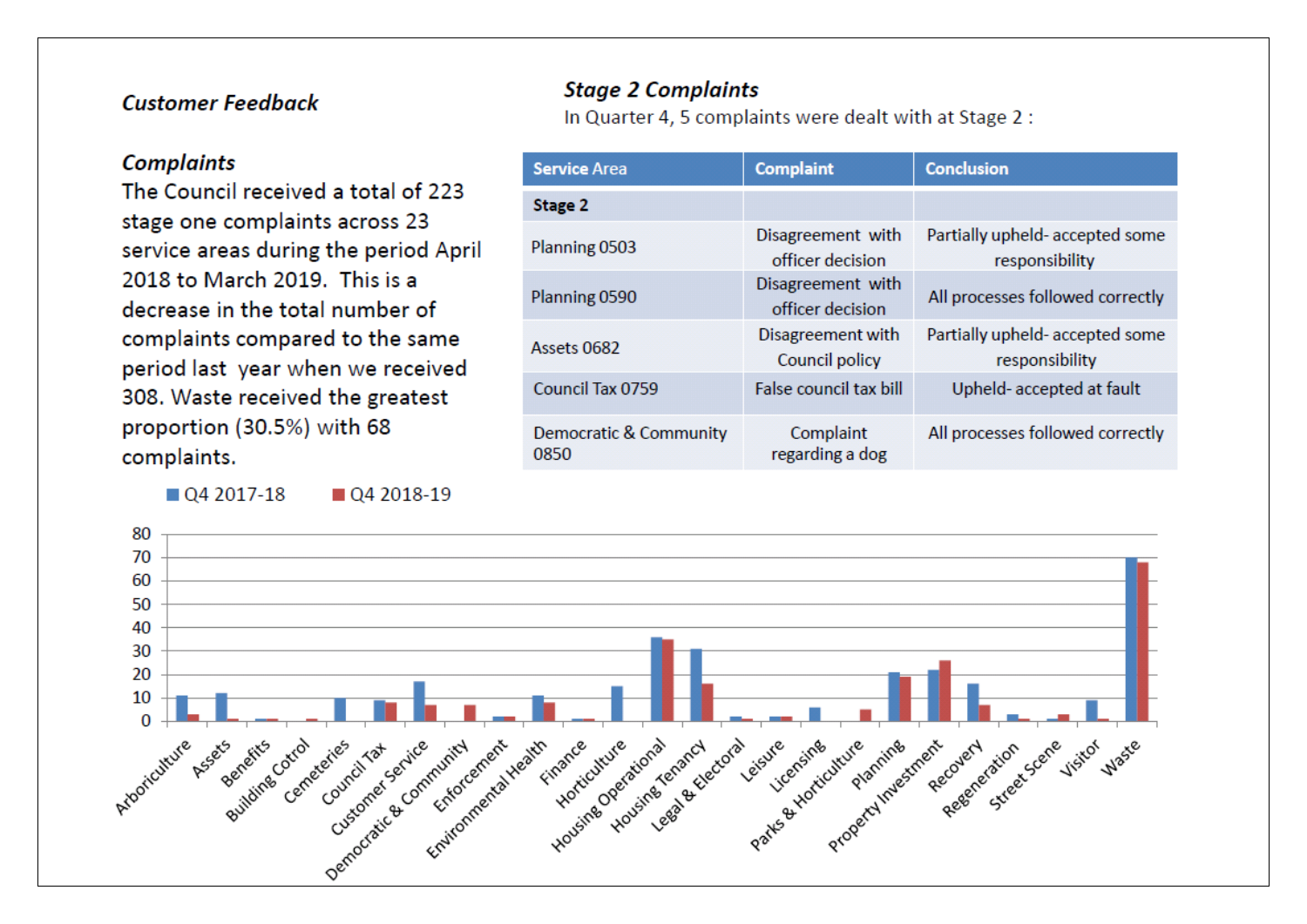### *Customer Feedback*

### *Complaints*

The Council received a total of 223 stage one complaints across 23 service areas during the period April 2018 to March 2019. This is a decrease in the total number of complaints compared to the same period last year when we received 308. Waste received the greatest proportion (30.5%) with 68 complaints.

### *Stage 2 Complaints*

In Quarter 4, 5 complaints were dealt with at Stage 2 :

| Service Area | Complaint | Conclusion |
|---|---|---|
| **Stage 2** | | |
| Planning 0503 | Disagreement with officer decision | Partially upheld- accepted some responsibility |
| Planning 0590 | Disagreement with officer decision | All processes followed correctly |
| Assets 0682 | Disagreement with Council policy | Partially upheld- accepted some responsibility |
| Council Tax 0759 | False council tax bill | Upheld- accepted at fault |
| Democratic & Community 0850 | Complaint regarding a dog | All processes followed correctly |

■ Q4 2017-18 ■ Q4 2018-19

Arboriculture, Assets, Benefits, Building Cotrol, Cemeteries, Council Tax, Customer Service, Democratic & Community, Enforcement, Environmental Health, Finance, Horticulture, Housing Operational, Housing Tenancy, Legal & Electoral, Leisure, Licensing, Parks & Horticulture, Planning, Property Investment, Recovery, Regeneration, Street Scene, Visitor, Waste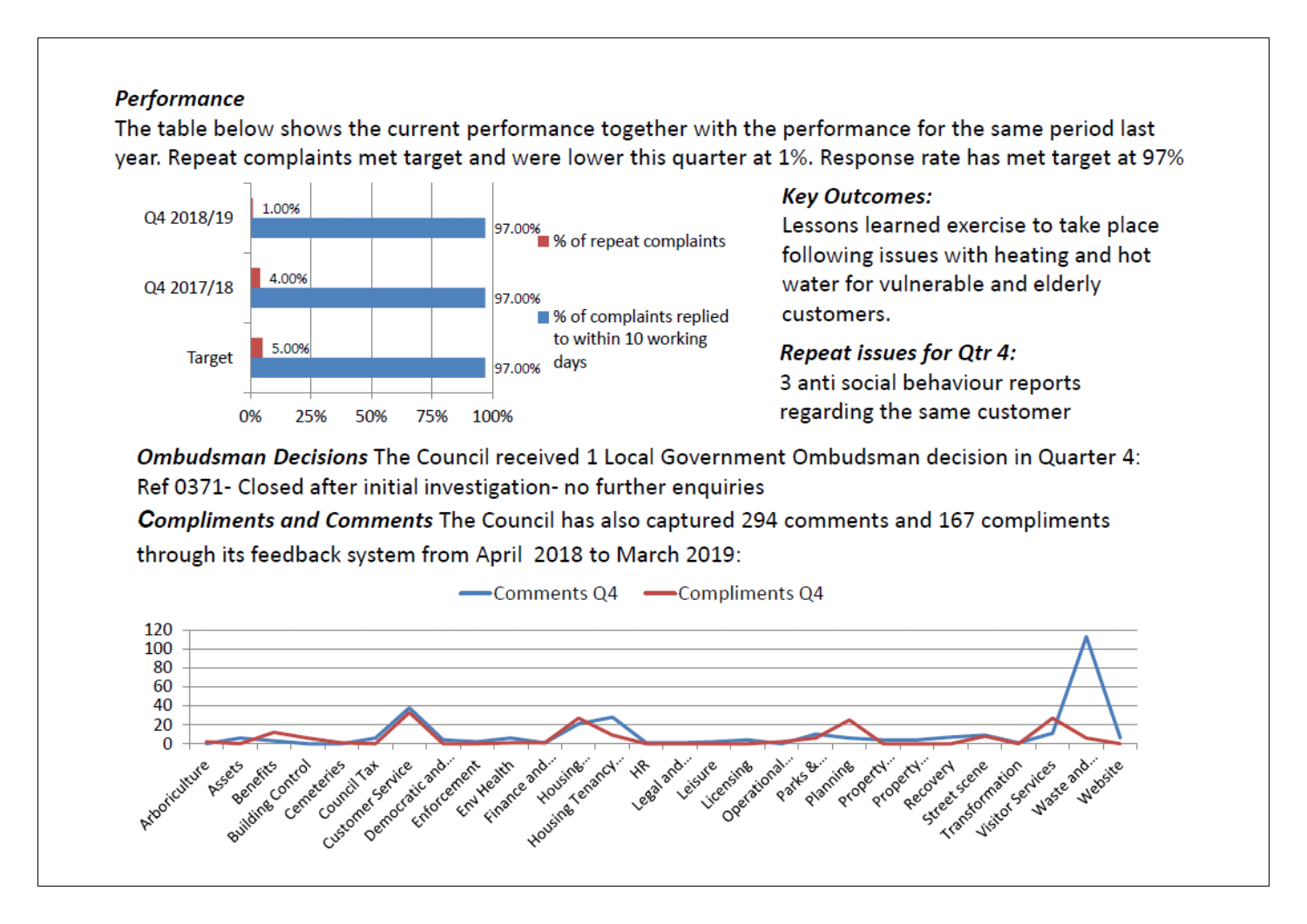***Performance***

The table below shows the current performance together with the performance for the same period last year. Repeat complaints met target and were lower this quarter at 1%. Response rate has met target at 97%

| | % of repeat complaints | % of complaints replied to within 10 working days |
|---|---|---|
| Q4 2018/19 | 1.00% | 97.00% |
| Q4 2017/18 | 4.00% | 97.00% |
| Target | 5.00% | 97.00% |

***Key Outcomes:***

Lessons learned exercise to take place following issues with heating and hot water for vulnerable and elderly customers.

***Repeat issues for Qtr 4:***

3 anti social behaviour reports regarding the same customer

***Ombudsman Decisions*** The Council received 1 Local Government Ombudsman decision in Quarter 4: Ref 0371- Closed after initial investigation- no further enquiries

***Compliments and Comments*** The Council has also captured 294 comments and 167 compliments through its feedback system from April 2018 to March 2019:

Comments Q4 / Compliments Q4

Arboriculture, Assets, Benefits, Building Control, Cemeteries, Council Tax, Customer Service, Democratic and..., Enforcement, Env Health, Finance and..., Housing..., Housing Tenancy..., HR, Legal and..., Leisure, Licensing, Operational..., Parks &..., Planning, Property..., Property..., Recovery, Street scene, Transformation, Visitor Services, Waste and..., Website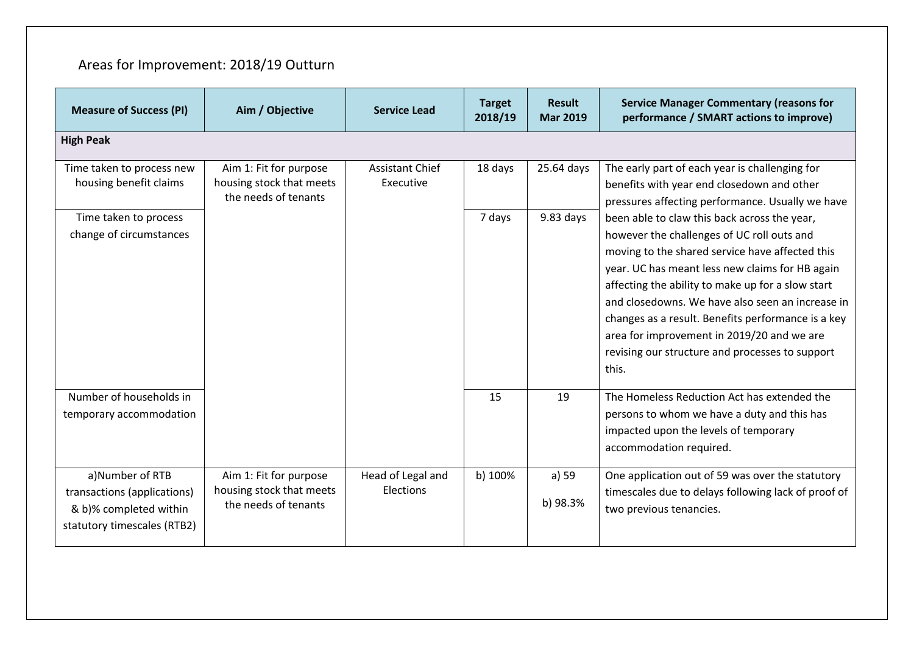# Areas for Improvement: 2018/19 Outturn

| Measure of Success (PI) | Aim / Objective | Service Lead | Target 2018/19 | Result Mar 2019 | Service Manager Commentary (reasons for performance / SMART actions to improve) |
|---|---|---|---|---|---|
| **High Peak** | | | | | |
| Time taken to process new housing benefit claims | Aim 1: Fit for purpose housing stock that meets the needs of tenants | Assistant Chief Executive | 18 days | 25.64 days | The early part of each year is challenging for benefits with year end closedown and other pressures affecting performance. Usually we have been able to claw this back across the year, however the challenges of UC roll outs and moving to the shared service have affected this year. UC has meant less new claims for HB again affecting the ability to make up for a slow start and closedowns. We have also seen an increase in changes as a result. Benefits performance is a key area for improvement in 2019/20 and we are revising our structure and processes to support this. |
| Time taken to process change of circumstances | | | 7 days | 9.83 days | |
| Number of households in temporary accommodation | | | 15 | 19 | The Homeless Reduction Act has extended the persons to whom we have a duty and this has impacted upon the levels of temporary accommodation required. |
| a)Number of RTB transactions (applications) & b)% completed within statutory timescales (RTB2) | Aim 1: Fit for purpose housing stock that meets the needs of tenants | Head of Legal and Elections | b) 100% | a) 59<br>b) 98.3% | One application out of 59 was over the statutory timescales due to delays following lack of proof of two previous tenancies. |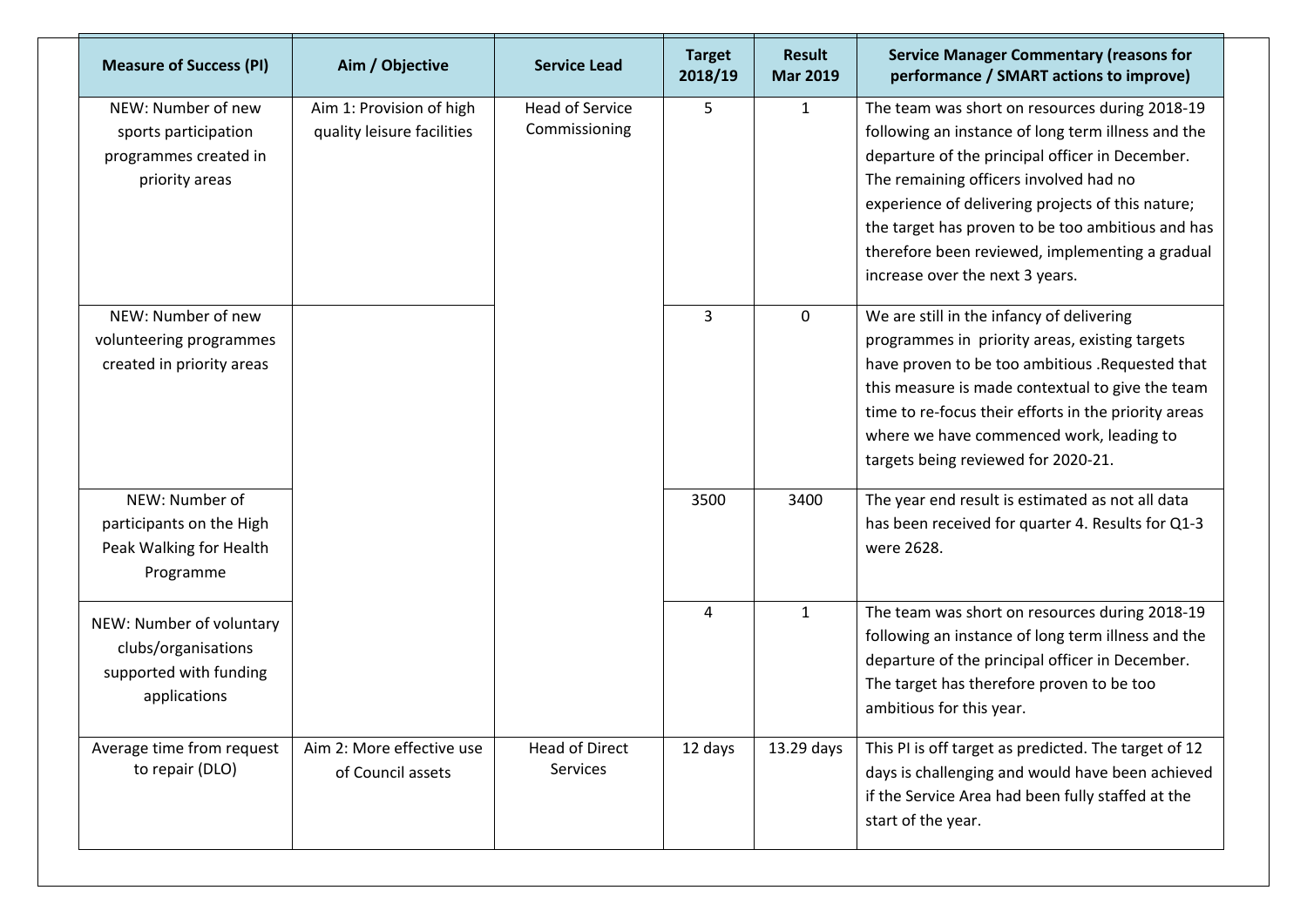| Measure of Success (PI) | Aim / Objective | Service Lead | Target 2018/19 | Result Mar 2019 | Service Manager Commentary (reasons for performance / SMART actions to improve) |
|---|---|---|---|---|---|
| NEW: Number of new sports participation programmes created in priority areas | Aim 1: Provision of high quality leisure facilities | Head of Service Commissioning | 5 | 1 | The team was short on resources during 2018-19 following an instance of long term illness and the departure of the principal officer in December. The remaining officers involved had no experience of delivering projects of this nature; the target has proven to be too ambitious and has therefore been reviewed, implementing a gradual increase over the next 3 years. |
| NEW: Number of new volunteering programmes created in priority areas | | | 3 | 0 | We are still in the infancy of delivering programmes in priority areas, existing targets have proven to be too ambitious .Requested that this measure is made contextual to give the team time to re-focus their efforts in the priority areas where we have commenced work, leading to targets being reviewed for 2020-21. |
| NEW: Number of participants on the High Peak Walking for Health Programme | | | 3500 | 3400 | The year end result is estimated as not all data has been received for quarter 4. Results for Q1-3 were 2628. |
| NEW: Number of voluntary clubs/organisations supported with funding applications | | | 4 | 1 | The team was short on resources during 2018-19 following an instance of long term illness and the departure of the principal officer in December. The target has therefore proven to be too ambitious for this year. |
| Average time from request to repair (DLO) | Aim 2: More effective use of Council assets | Head of Direct Services | 12 days | 13.29 days | This PI is off target as predicted. The target of 12 days is challenging and would have been achieved if the Service Area had been fully staffed at the start of the year. |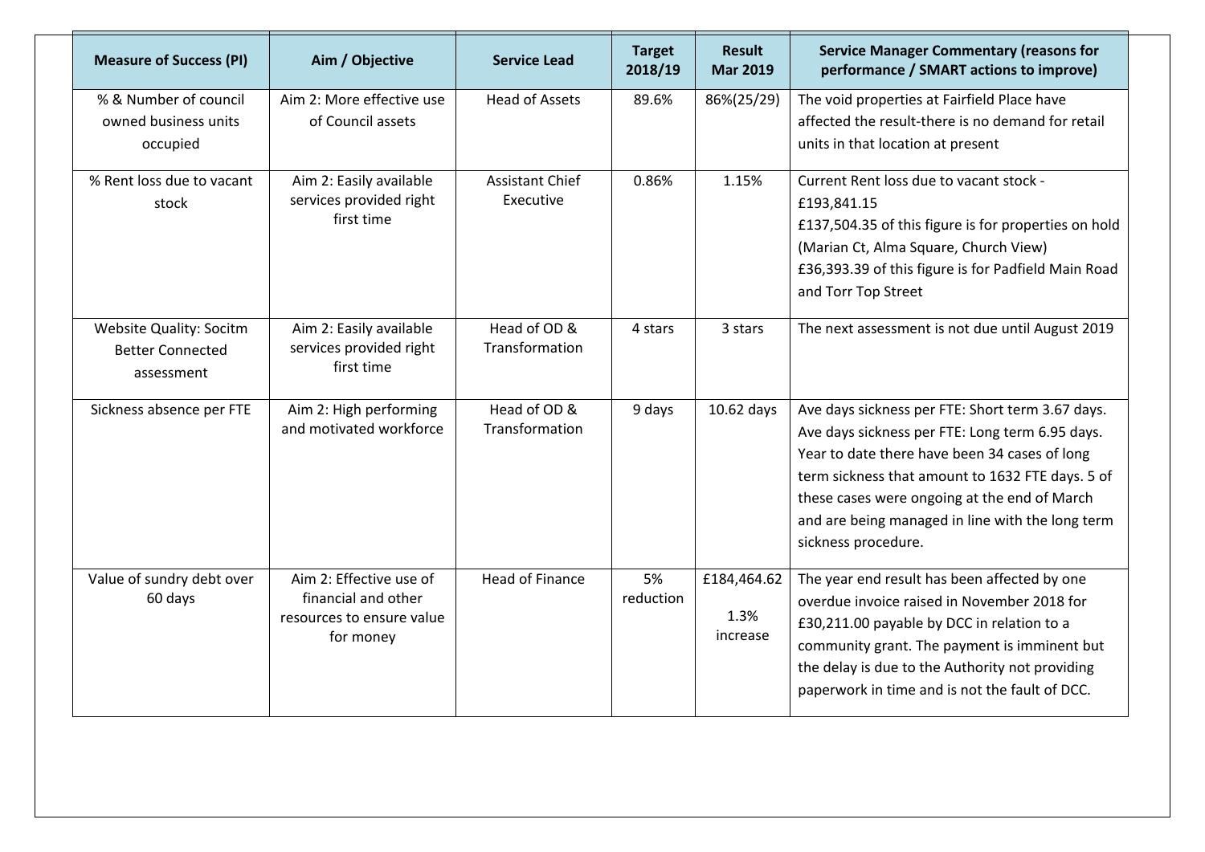| Measure of Success (PI) | Aim / Objective | Service Lead | Target 2018/19 | Result Mar 2019 | Service Manager Commentary (reasons for performance / SMART actions to improve) |
|---|---|---|---|---|---|
| % & Number of council owned business units occupied | Aim 2: More effective use of Council assets | Head of Assets | 89.6% | 86%(25/29) | The void properties at Fairfield Place have affected the result-there is no demand for retail units in that location at present |
| % Rent loss due to vacant stock | Aim 2: Easily available services provided right first time | Assistant Chief Executive | 0.86% | 1.15% | Current Rent loss due to vacant stock - £193,841.15<br>£137,504.35 of this figure is for properties on hold (Marian Ct, Alma Square, Church View)<br>£36,393.39 of this figure is for Padfield Main Road and Torr Top Street |
| Website Quality: Socitm Better Connected assessment | Aim 2: Easily available services provided right first time | Head of OD & Transformation | 4 stars | 3 stars | The next assessment is not due until August 2019 |
| Sickness absence per FTE | Aim 2: High performing and motivated workforce | Head of OD & Transformation | 9 days | 10.62 days | Ave days sickness per FTE: Short term 3.67 days. Ave days sickness per FTE: Long term 6.95 days. Year to date there have been 34 cases of long term sickness that amount to 1632 FTE days. 5 of these cases were ongoing at the end of March and are being managed in line with the long term sickness procedure. |
| Value of sundry debt over 60 days | Aim 2: Effective use of financial and other resources to ensure value for money | Head of Finance | 5% reduction | £184,464.62<br>1.3% increase | The year end result has been affected by one overdue invoice raised in November 2018 for £30,211.00 payable by DCC in relation to a community grant. The payment is imminent but the delay is due to the Authority not providing paperwork in time and is not the fault of DCC. |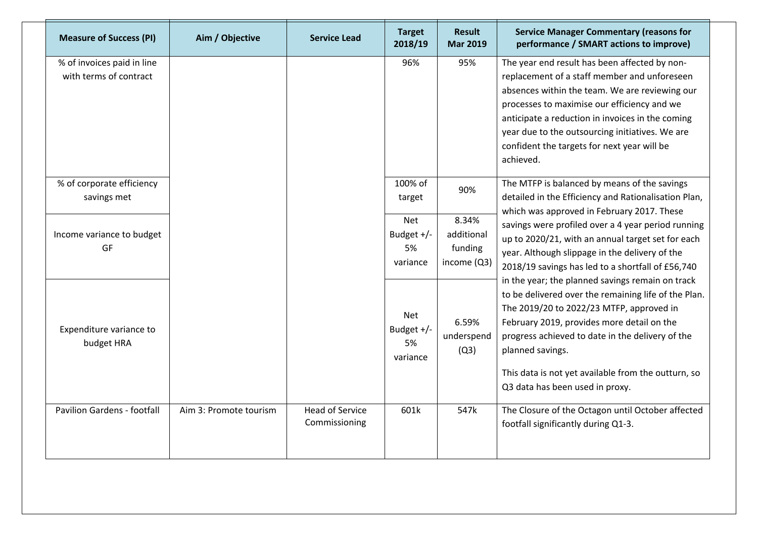| Measure of Success (PI) | Aim / Objective | Service Lead | Target 2018/19 | Result Mar 2019 | Service Manager Commentary (reasons for performance / SMART actions to improve) |
|---|---|---|---|---|---|
| % of invoices paid in line with terms of contract | | | 96% | 95% | The year end result has been affected by non-replacement of a staff member and unforeseen absences within the team. We are reviewing our processes to maximise our efficiency and we anticipate a reduction in invoices in the coming year due to the outsourcing initiatives. We are confident the targets for next year will be achieved. |
| % of corporate efficiency savings met | | | 100% of target | 90% | The MTFP is balanced by means of the savings detailed in the Efficiency and Rationalisation Plan, which was approved in February 2017. These savings were profiled over a 4 year period running up to 2020/21, with an annual target set for each year. Although slippage in the delivery of the 2018/19 savings has led to a shortfall of £56,740 in the year; the planned savings remain on track to be delivered over the remaining life of the Plan. The 2019/20 to 2022/23 MTFP, approved in February 2019, provides more detail on the progress achieved to date in the delivery of the planned savings. This data is not yet available from the outturn, so Q3 data has been used in proxy. |
| Income variance to budget GF | | | Net Budget +/- 5% variance | 8.34% additional funding income (Q3) | |
| Expenditure variance to budget HRA | | | Net Budget +/- 5% variance | 6.59% underspend (Q3) | |
| Pavilion Gardens - footfall | Aim 3: Promote tourism | Head of Service Commissioning | 601k | 547k | The Closure of the Octagon until October affected footfall significantly during Q1-3. |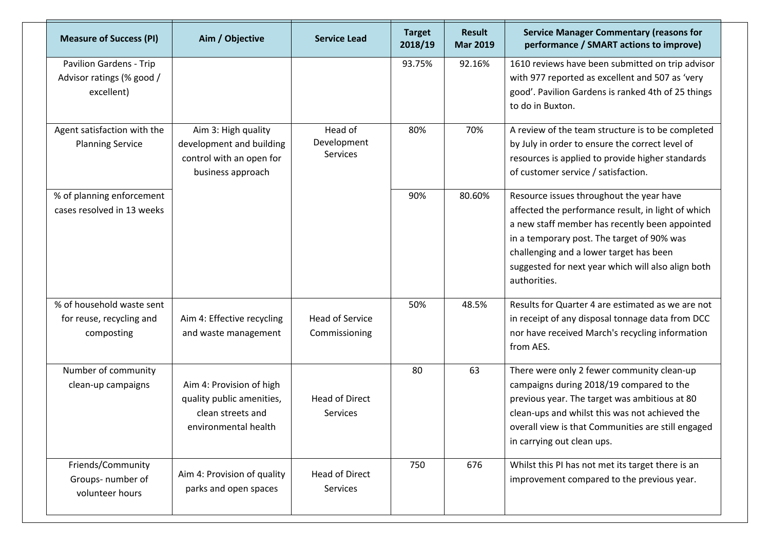| Measure of Success (PI) | Aim / Objective | Service Lead | Target 2018/19 | Result Mar 2019 | Service Manager Commentary (reasons for performance / SMART actions to improve) |
| --- | --- | --- | --- | --- | --- |
| Pavilion Gardens - Trip Advisor ratings (% good / excellent) | | | 93.75% | 92.16% | 1610 reviews have been submitted on trip advisor with 977 reported as excellent and 507 as 'very good'. Pavilion Gardens is ranked 4th of 25 things to do in Buxton. |
| Agent satisfaction with the Planning Service | Aim 3: High quality development and building control with an open for business approach | Head of Development Services | 80% | 70% | A review of the team structure is to be completed by July in order to ensure the correct level of resources is applied to provide higher standards of customer service / satisfaction. |
| % of planning enforcement cases resolved in 13 weeks | | | 90% | 80.60% | Resource issues throughout the year have affected the performance result, in light of which a new staff member has recently been appointed in a temporary post. The target of 90% was challenging and a lower target has been suggested for next year which will also align both authorities. |
| % of household waste sent for reuse, recycling and composting | Aim 4: Effective recycling and waste management | Head of Service Commissioning | 50% | 48.5% | Results for Quarter 4 are estimated as we are not in receipt of any disposal tonnage data from DCC nor have received March's recycling information from AES. |
| Number of community clean-up campaigns | Aim 4: Provision of high quality public amenities, clean streets and environmental health | Head of Direct Services | 80 | 63 | There were only 2 fewer community clean-up campaigns during 2018/19 compared to the previous year. The target was ambitious at 80 clean-ups and whilst this was not achieved the overall view is that Communities are still engaged in carrying out clean ups. |
| Friends/Community Groups- number of volunteer hours | Aim 4: Provision of quality parks and open spaces | Head of Direct Services | 750 | 676 | Whilst this PI has not met its target there is an improvement compared to the previous year. |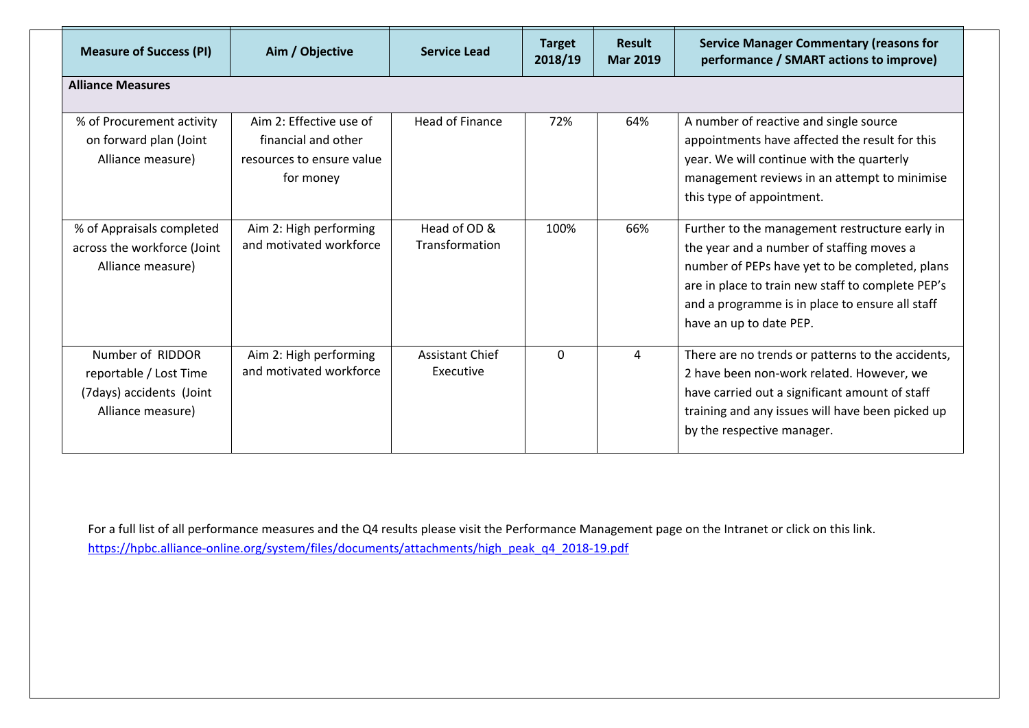| Measure of Success (PI) | Aim / Objective | Service Lead | Target 2018/19 | Result Mar 2019 | Service Manager Commentary (reasons for performance / SMART actions to improve) |
|---|---|---|---|---|---|
| **Alliance Measures** | | | | | |
| % of Procurement activity on forward plan (Joint Alliance measure) | Aim 2: Effective use of financial and other resources to ensure value for money | Head of Finance | 72% | 64% | A number of reactive and single source appointments have affected the result for this year. We will continue with the quarterly management reviews in an attempt to minimise this type of appointment. |
| % of Appraisals completed across the workforce (Joint Alliance measure) | Aim 2: High performing and motivated workforce | Head of OD & Transformation | 100% | 66% | Further to the management restructure early in the year and a number of staffing moves a number of PEPs have yet to be completed, plans are in place to train new staff to complete PEP's and a programme is in place to ensure all staff have an up to date PEP. |
| Number of RIDDOR reportable / Lost Time (7days) accidents (Joint Alliance measure) | Aim 2: High performing and motivated workforce | Assistant Chief Executive | 0 | 4 | There are no trends or patterns to the accidents, 2 have been non-work related. However, we have carried out a significant amount of staff training and any issues will have been picked up by the respective manager. |

For a full list of all performance measures and the Q4 results please visit the Performance Management page on the Intranet or click on this link.
https://hpbc.alliance-online.org/system/files/documents/attachments/high_peak_q4_2018-19.pdf